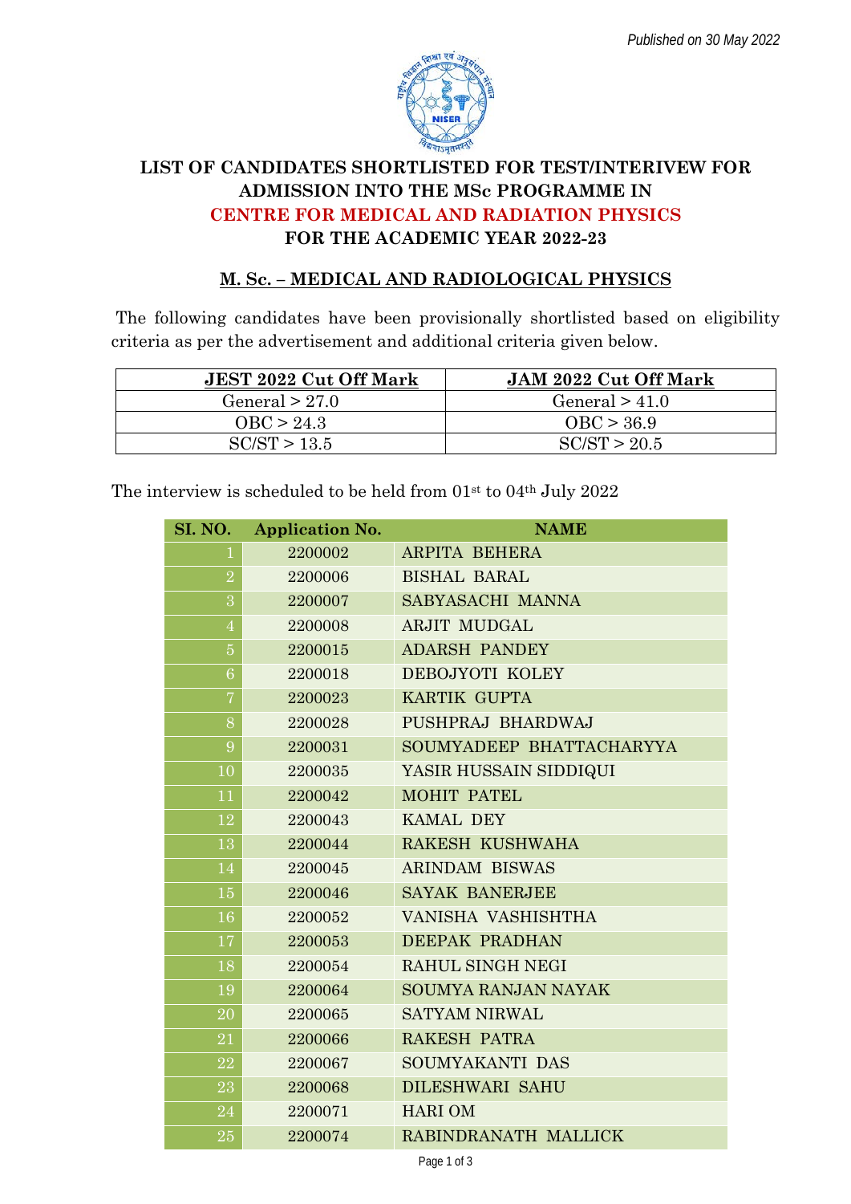*Published on 30 May 2022*

# LIST OF CANDIDATES SHORTLISTED FOR TEST/INTERIVEW FOR ADMISSION INTO THE MSc PROGRAMME IN CENTRE FOR MEDICAL AND RADIATION PHYSICS FOR THE ACADEMIC YEAR 2022-23

## M. Sc. – MEDICAL AND RADIOLOGICAL PHYSICS

The following candidates have been provisionally shortlisted based on eligibility criteria as per the advertisement and additional criteria given below.

| JEST 2022 Cut Off Mark | JAM 2022 Cut Off Mark |
|---|---|
| General > 27.0 | General > 41.0 |
| OBC > 24.3 | OBC > 36.9 |
| SC/ST > 13.5 | SC/ST > 20.5 |

The interview is scheduled to be held from 01st to 04th July 2022

| SI. NO. | Application No. | NAME |
|---|---|---|
| 1 | 2200002 | ARPITA BEHERA |
| 2 | 2200006 | BISHAL BARAL |
| 3 | 2200007 | SABYASACHI MANNA |
| 4 | 2200008 | ARJIT MUDGAL |
| 5 | 2200015 | ADARSH PANDEY |
| 6 | 2200018 | DEBOJYOTI KOLEY |
| 7 | 2200023 | KARTIK GUPTA |
| 8 | 2200028 | PUSHPRAJ BHARDWAJ |
| 9 | 2200031 | SOUMYADEEP BHATTACHARYYA |
| 10 | 2200035 | YASIR HUSSAIN SIDDIQUI |
| 11 | 2200042 | MOHIT PATEL |
| 12 | 2200043 | KAMAL DEY |
| 13 | 2200044 | RAKESH KUSHWAHA |
| 14 | 2200045 | ARINDAM BISWAS |
| 15 | 2200046 | SAYAK BANERJEE |
| 16 | 2200052 | VANISHA VASHISHTHA |
| 17 | 2200053 | DEEPAK PRADHAN |
| 18 | 2200054 | RAHUL SINGH NEGI |
| 19 | 2200064 | SOUMYA RANJAN NAYAK |
| 20 | 2200065 | SATYAM NIRWAL |
| 21 | 2200066 | RAKESH PATRA |
| 22 | 2200067 | SOUMYAKANTI DAS |
| 23 | 2200068 | DILESHWARI SAHU |
| 24 | 2200071 | HARI OM |
| 25 | 2200074 | RABINDRANATH MALLICK |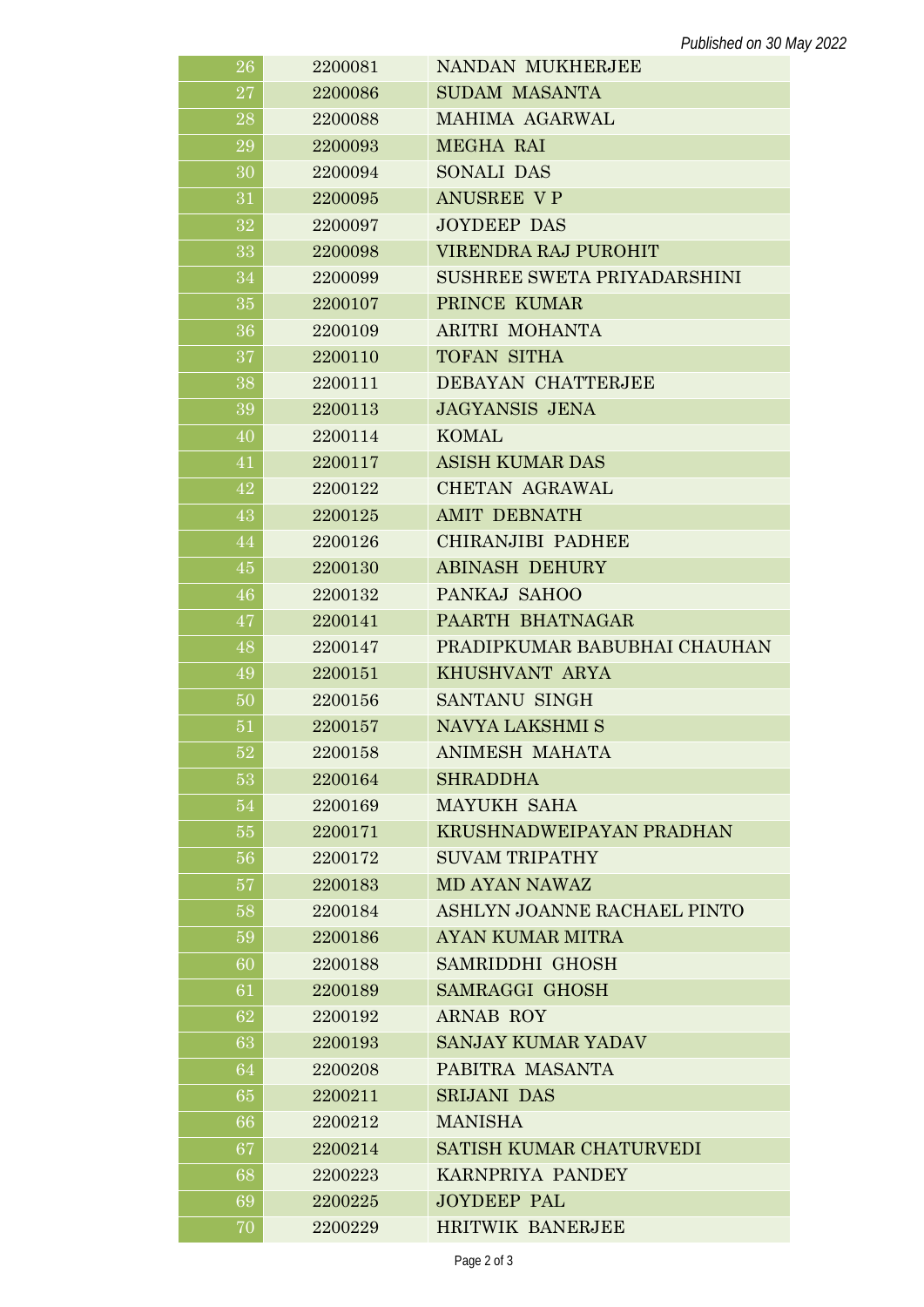*Published on 30 May 2022*

| 26 | 2200081 | NANDAN MUKHERJEE |
|---|---|---|
| 27 | 2200086 | SUDAM MASANTA |
| 28 | 2200088 | MAHIMA AGARWAL |
| 29 | 2200093 | MEGHA RAI |
| 30 | 2200094 | SONALI DAS |
| 31 | 2200095 | ANUSREE V P |
| 32 | 2200097 | JOYDEEP DAS |
| 33 | 2200098 | VIRENDRA RAJ PUROHIT |
| 34 | 2200099 | SUSHREE SWETA PRIYADARSHINI |
| 35 | 2200107 | PRINCE KUMAR |
| 36 | 2200109 | ARITRI MOHANTA |
| 37 | 2200110 | TOFAN SITHA |
| 38 | 2200111 | DEBAYAN CHATTERJEE |
| 39 | 2200113 | JAGYANSIS JENA |
| 40 | 2200114 | KOMAL |
| 41 | 2200117 | ASISH KUMAR DAS |
| 42 | 2200122 | CHETAN AGRAWAL |
| 43 | 2200125 | AMIT DEBNATH |
| 44 | 2200126 | CHIRANJIBI PADHEE |
| 45 | 2200130 | ABINASH DEHURY |
| 46 | 2200132 | PANKAJ SAHOO |
| 47 | 2200141 | PAARTH BHATNAGAR |
| 48 | 2200147 | PRADIPKUMAR BABUBHAI CHAUHAN |
| 49 | 2200151 | KHUSHVANT ARYA |
| 50 | 2200156 | SANTANU SINGH |
| 51 | 2200157 | NAVYA LAKSHMI S |
| 52 | 2200158 | ANIMESH MAHATA |
| 53 | 2200164 | SHRADDHA |
| 54 | 2200169 | MAYUKH SAHA |
| 55 | 2200171 | KRUSHNADWEIPAYAN PRADHAN |
| 56 | 2200172 | SUVAM TRIPATHY |
| 57 | 2200183 | MD AYAN NAWAZ |
| 58 | 2200184 | ASHLYN JOANNE RACHAEL PINTO |
| 59 | 2200186 | AYAN KUMAR MITRA |
| 60 | 2200188 | SAMRIDDHI GHOSH |
| 61 | 2200189 | SAMRAGGI GHOSH |
| 62 | 2200192 | ARNAB ROY |
| 63 | 2200193 | SANJAY KUMAR YADAV |
| 64 | 2200208 | PABITRA MASANTA |
| 65 | 2200211 | SRIJANI DAS |
| 66 | 2200212 | MANISHA |
| 67 | 2200214 | SATISH KUMAR CHATURVEDI |
| 68 | 2200223 | KARNPRIYA PANDEY |
| 69 | 2200225 | JOYDEEP PAL |
| 70 | 2200229 | HRITWIK BANERJEE |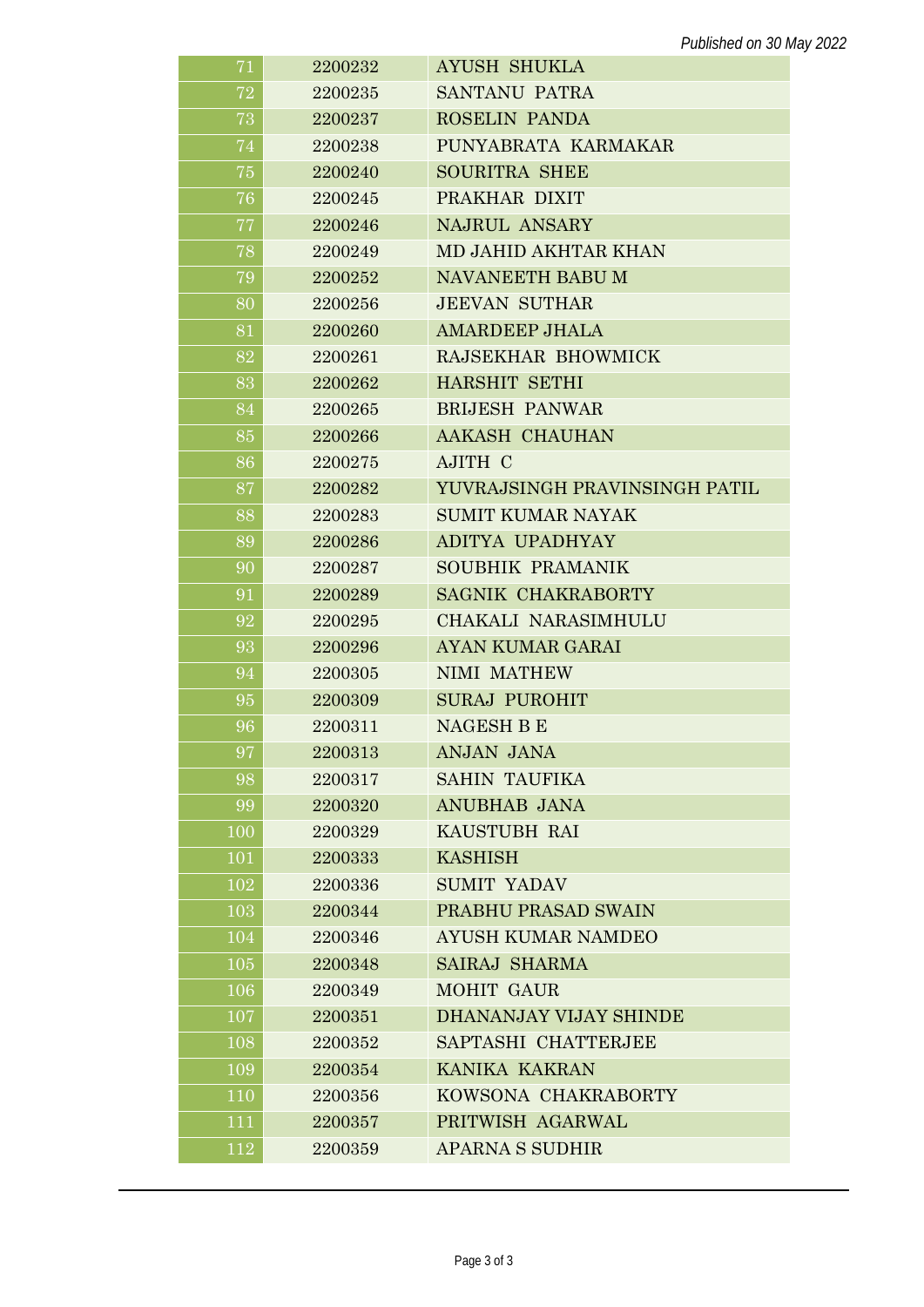*Published on 30 May 2022*

| | | |
|---|---|---|
| 71 | 2200232 | AYUSH SHUKLA |
| 72 | 2200235 | SANTANU PATRA |
| 73 | 2200237 | ROSELIN PANDA |
| 74 | 2200238 | PUNYABRATA KARMAKAR |
| 75 | 2200240 | SOURITRA SHEE |
| 76 | 2200245 | PRAKHAR DIXIT |
| 77 | 2200246 | NAJRUL ANSARY |
| 78 | 2200249 | MD JAHID AKHTAR KHAN |
| 79 | 2200252 | NAVANEETH BABU M |
| 80 | 2200256 | JEEVAN SUTHAR |
| 81 | 2200260 | AMARDEEP JHALA |
| 82 | 2200261 | RAJSEKHAR BHOWMICK |
| 83 | 2200262 | HARSHIT SETHI |
| 84 | 2200265 | BRIJESH PANWAR |
| 85 | 2200266 | AAKASH CHAUHAN |
| 86 | 2200275 | AJITH C |
| 87 | 2200282 | YUVRAJSINGH PRAVINSINGH PATIL |
| 88 | 2200283 | SUMIT KUMAR NAYAK |
| 89 | 2200286 | ADITYA UPADHYAY |
| 90 | 2200287 | SOUBHIK PRAMANIK |
| 91 | 2200289 | SAGNIK CHAKRABORTY |
| 92 | 2200295 | CHAKALI NARASIMHULU |
| 93 | 2200296 | AYAN KUMAR GARAI |
| 94 | 2200305 | NIMI MATHEW |
| 95 | 2200309 | SURAJ PUROHIT |
| 96 | 2200311 | NAGESH B E |
| 97 | 2200313 | ANJAN JANA |
| 98 | 2200317 | SAHIN TAUFIKA |
| 99 | 2200320 | ANUBHAB JANA |
| 100 | 2200329 | KAUSTUBH RAI |
| 101 | 2200333 | KASHISH |
| 102 | 2200336 | SUMIT YADAV |
| 103 | 2200344 | PRABHU PRASAD SWAIN |
| 104 | 2200346 | AYUSH KUMAR NAMDEO |
| 105 | 2200348 | SAIRAJ SHARMA |
| 106 | 2200349 | MOHIT GAUR |
| 107 | 2200351 | DHANANJAY VIJAY SHINDE |
| 108 | 2200352 | SAPTASHI CHATTERJEE |
| 109 | 2200354 | KANIKA KAKRAN |
| 110 | 2200356 | KOWSONA CHAKRABORTY |
| 111 | 2200357 | PRITWISH AGARWAL |
| 112 | 2200359 | APARNA S SUDHIR |